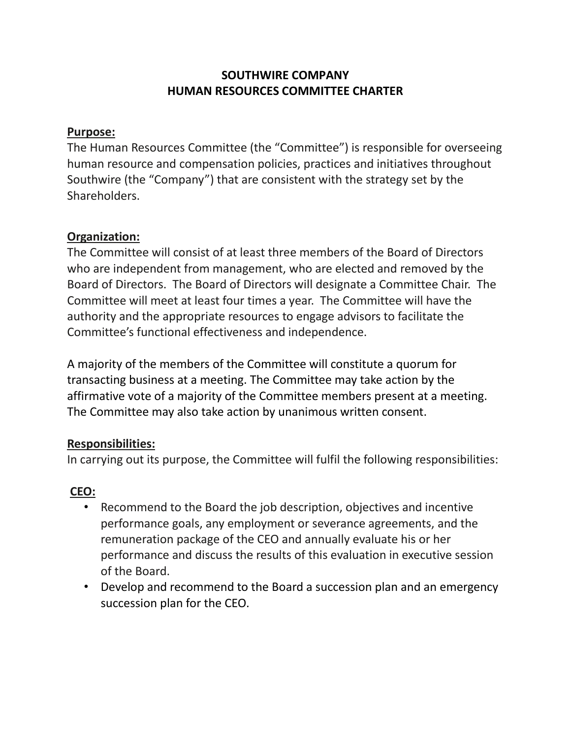# SOUTHWIRE COMPANY
# HUMAN RESOURCES COMMITTEE CHARTER

**Purpose:**

The Human Resources Committee (the "Committee") is responsible for overseeing human resource and compensation policies, practices and initiatives throughout Southwire (the "Company") that are consistent with the strategy set by the Shareholders.

**Organization:**

The Committee will consist of at least three members of the Board of Directors who are independent from management, who are elected and removed by the Board of Directors. The Board of Directors will designate a Committee Chair. The Committee will meet at least four times a year. The Committee will have the authority and the appropriate resources to engage advisors to facilitate the Committee's functional effectiveness and independence.

A majority of the members of the Committee will constitute a quorum for transacting business at a meeting. The Committee may take action by the affirmative vote of a majority of the Committee members present at a meeting. The Committee may also take action by unanimous written consent.

**Responsibilities:**

In carrying out its purpose, the Committee will fulfil the following responsibilities:

**CEO:**

- Recommend to the Board the job description, objectives and incentive performance goals, any employment or severance agreements, and the remuneration package of the CEO and annually evaluate his or her performance and discuss the results of this evaluation in executive session of the Board.
- Develop and recommend to the Board a succession plan and an emergency succession plan for the CEO.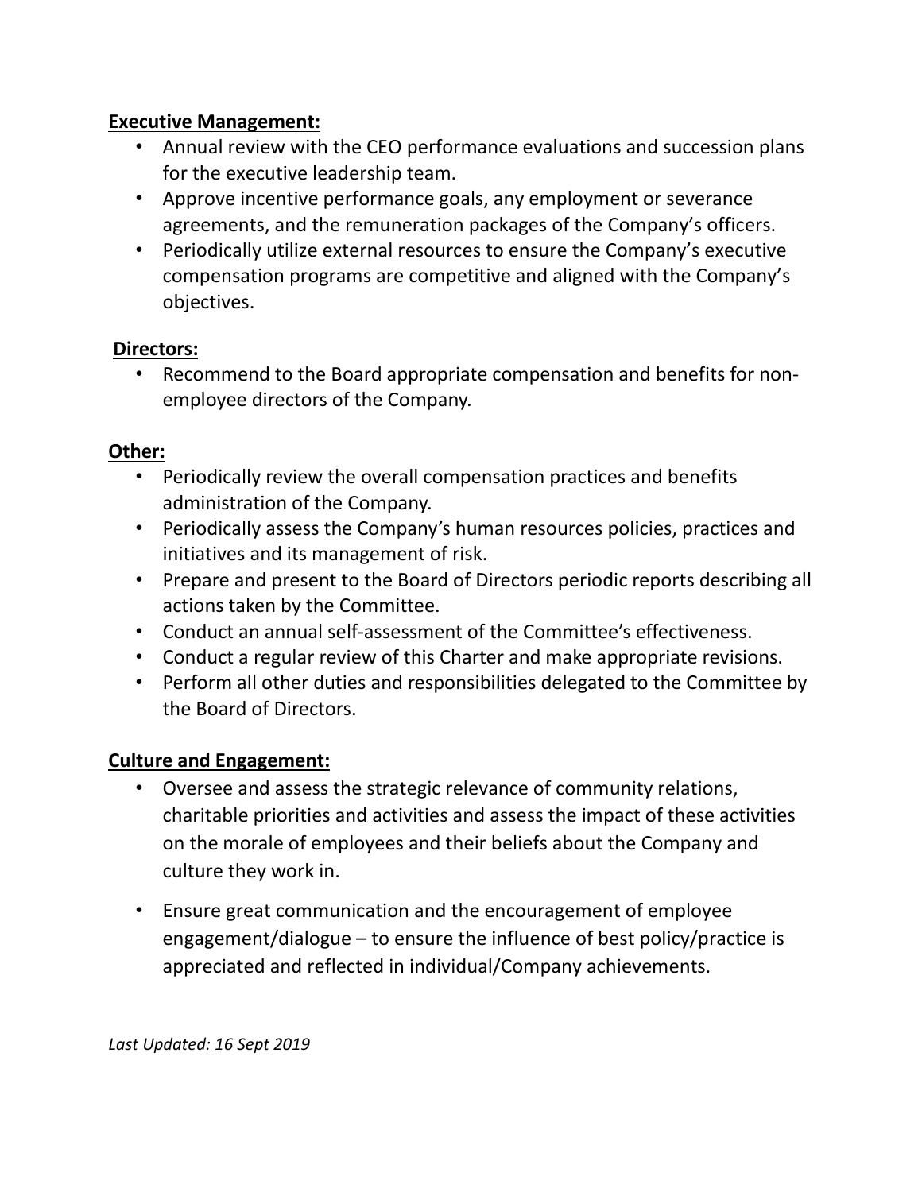**Executive Management:**

- Annual review with the CEO performance evaluations and succession plans for the executive leadership team.
- Approve incentive performance goals, any employment or severance agreements, and the remuneration packages of the Company's officers.
- Periodically utilize external resources to ensure the Company's executive compensation programs are competitive and aligned with the Company's objectives.

**Directors:**

- Recommend to the Board appropriate compensation and benefits for non-employee directors of the Company.

**Other:**

- Periodically review the overall compensation practices and benefits administration of the Company.
- Periodically assess the Company's human resources policies, practices and initiatives and its management of risk.
- Prepare and present to the Board of Directors periodic reports describing all actions taken by the Committee.
- Conduct an annual self-assessment of the Committee's effectiveness.
- Conduct a regular review of this Charter and make appropriate revisions.
- Perform all other duties and responsibilities delegated to the Committee by the Board of Directors.

**Culture and Engagement:**

- Oversee and assess the strategic relevance of community relations, charitable priorities and activities and assess the impact of these activities on the morale of employees and their beliefs about the Company and culture they work in.

- Ensure great communication and the encouragement of employee engagement/dialogue – to ensure the influence of best policy/practice is appreciated and reflected in individual/Company achievements.

*Last Updated: 16 Sept 2019*